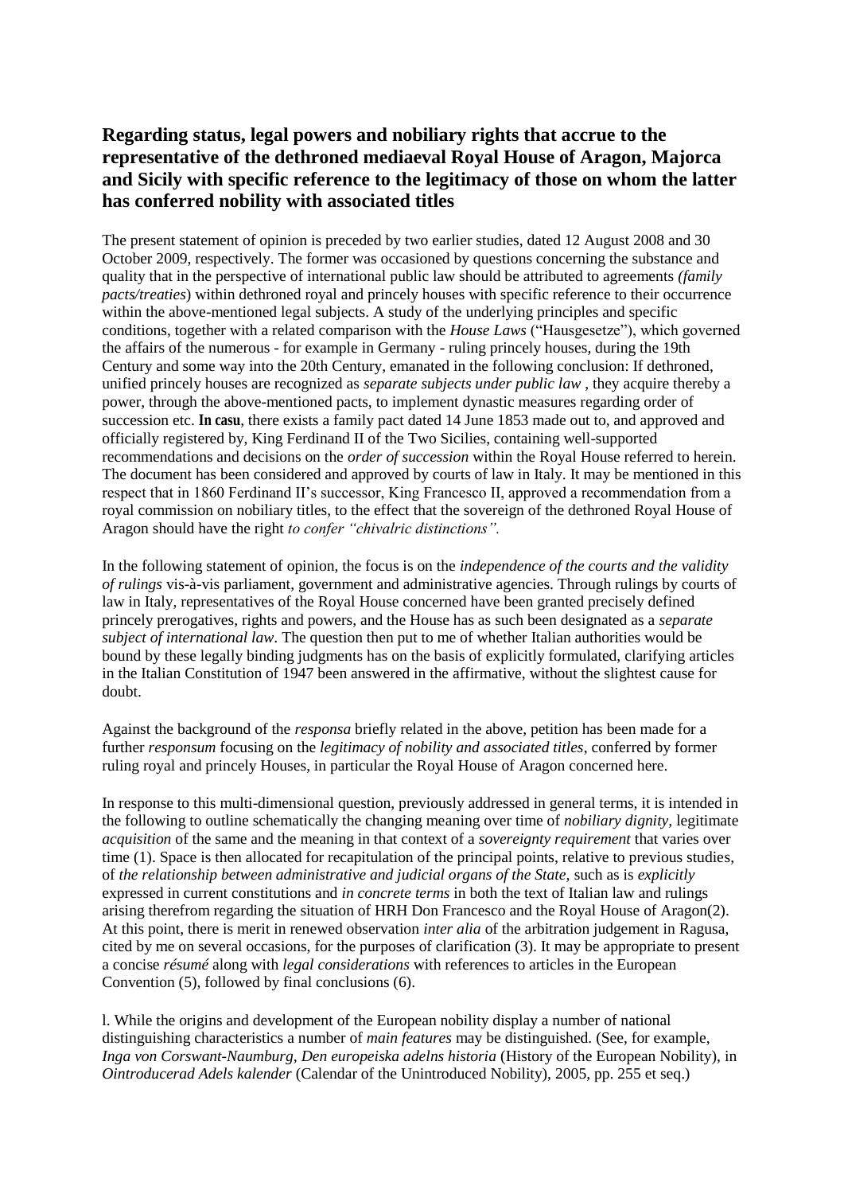# Regarding status, legal powers and nobiliary rights that accrue to the representative of the dethroned mediaeval Royal House of Aragon, Majorca and Sicily with specific reference to the legitimacy of those on whom the latter has conferred nobility with associated titles

The present statement of opinion is preceded by two earlier studies, dated 12 August 2008 and 30 October 2009, respectively. The former was occasioned by questions concerning the substance and quality that in the perspective of international public law should be attributed to agreements *(family pacts/treaties*) within dethroned royal and princely houses with specific reference to their occurrence within the above-mentioned legal subjects. A study of the underlying principles and specific conditions, together with a related comparison with the *House Laws* ("Hausgesetze"), which governed the affairs of the numerous - for example in Germany - ruling princely houses, during the 19th Century and some way into the 20th Century, emanated in the following conclusion: If dethroned, unified princely houses are recognized as *separate subjects under public law* , they acquire thereby a power, through the above-mentioned pacts, to implement dynastic measures regarding order of succession etc. **In casu**, there exists a family pact dated 14 June 1853 made out to, and approved and officially registered by, King Ferdinand II of the Two Sicilies, containing well-supported recommendations and decisions on the *order of succession* within the Royal House referred to herein. The document has been considered and approved by courts of law in Italy. It may be mentioned in this respect that in 1860 Ferdinand II's successor, King Francesco II, approved a recommendation from a royal commission on nobiliary titles, to the effect that the sovereign of the dethroned Royal House of Aragon should have the right *to confer "chivalric distinctions".*

In the following statement of opinion, the focus is on the *independence of the courts and the validity of rulings* vis-à-vis parliament, government and administrative agencies. Through rulings by courts of law in Italy, representatives of the Royal House concerned have been granted precisely defined princely prerogatives, rights and powers, and the House has as such been designated as a *separate subject of international law*. The question then put to me of whether Italian authorities would be bound by these legally binding judgments has on the basis of explicitly formulated, clarifying articles in the Italian Constitution of 1947 been answered in the affirmative, without the slightest cause for doubt.

Against the background of the *responsa* briefly related in the above, petition has been made for a further *responsum* focusing on the *legitimacy of nobility and associated titles*, conferred by former ruling royal and princely Houses, in particular the Royal House of Aragon concerned here.

In response to this multi-dimensional question, previously addressed in general terms, it is intended in the following to outline schematically the changing meaning over time of *nobiliary dignity*, legitimate *acquisition* of the same and the meaning in that context of a *sovereignty requirement* that varies over time (1). Space is then allocated for recapitulation of the principal points, relative to previous studies, of *the relationship between administrative and judicial organs of the State*, such as is *explicitly* expressed in current constitutions and *in concrete terms* in both the text of Italian law and rulings arising therefrom regarding the situation of HRH Don Francesco and the Royal House of Aragon(2). At this point, there is merit in renewed observation *inter alia* of the arbitration judgement in Ragusa, cited by me on several occasions, for the purposes of clarification (3). It may be appropriate to present a concise *résumé* along with *legal considerations* with references to articles in the European Convention (5), followed by final conclusions (6).

l. While the origins and development of the European nobility display a number of national distinguishing characteristics a number of *main features* may be distinguished. (See, for example, *Inga von Corswant-Naumburg, Den europeiska adelns historia* (History of the European Nobility), in *Ointroducerad Adels kalender* (Calendar of the Unintroduced Nobility), 2005, pp. 255 et seq.)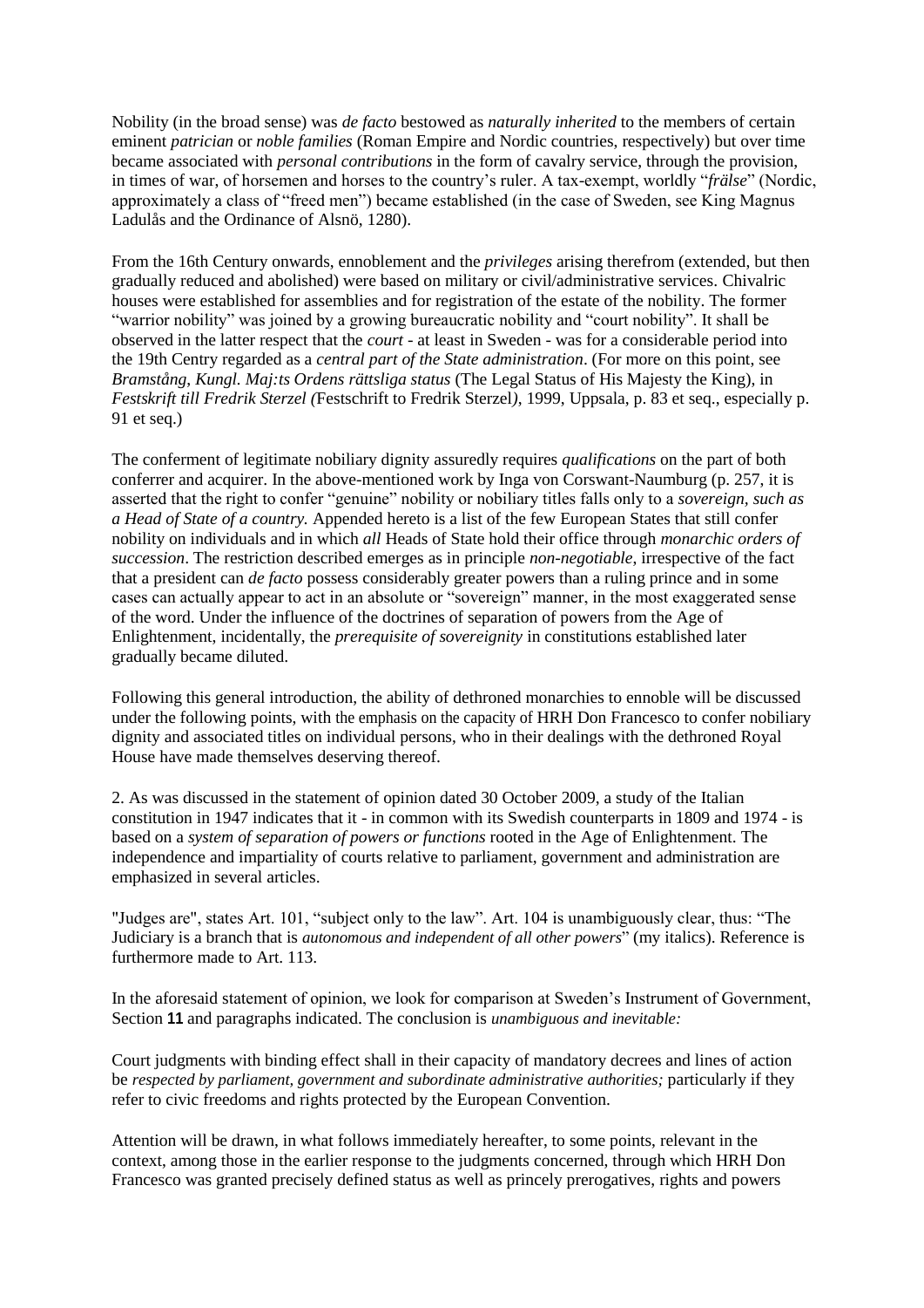Nobility (in the broad sense) was *de facto* bestowed as *naturally inherited* to the members of certain eminent *patrician* or *noble families* (Roman Empire and Nordic countries, respectively) but over time became associated with *personal contributions* in the form of cavalry service, through the provision, in times of war, of horsemen and horses to the country's ruler. A tax-exempt, worldly "*frälse*" (Nordic, approximately a class of "freed men") became established (in the case of Sweden, see King Magnus Ladulås and the Ordinance of Alsnö, 1280).

From the 16th Century onwards, ennoblement and the *privileges* arising therefrom (extended, but then gradually reduced and abolished) were based on military or civil/administrative services. Chivalric houses were established for assemblies and for registration of the estate of the nobility. The former "warrior nobility" was joined by a growing bureaucratic nobility and "court nobility". It shall be observed in the latter respect that the *court* - at least in Sweden - was for a considerable period into the 19th Centry regarded as a *central part of the State administration*. (For more on this point, see *Bramstång, Kungl. Maj:ts Ordens rättsliga status* (The Legal Status of His Majesty the King), in *Festskrift till Fredrik Sterzel (*Festschrift to Fredrik Sterzel*)*, 1999, Uppsala, p. 83 et seq., especially p. 91 et seq.)

The conferment of legitimate nobiliary dignity assuredly requires *qualifications* on the part of both conferrer and acquirer. In the above-mentioned work by Inga von Corswant-Naumburg (p. 257, it is asserted that the right to confer "genuine" nobility or nobiliary titles falls only to a *sovereign, such as a Head of State of a country.* Appended hereto is a list of the few European States that still confer nobility on individuals and in which *all* Heads of State hold their office through *monarchic orders of succession*. The restriction described emerges as in principle *non-negotiable*, irrespective of the fact that a president can *de facto* possess considerably greater powers than a ruling prince and in some cases can actually appear to act in an absolute or "sovereign" manner, in the most exaggerated sense of the word. Under the influence of the doctrines of separation of powers from the Age of Enlightenment, incidentally, the *prerequisite of sovereignity* in constitutions established later gradually became diluted.

Following this general introduction, the ability of dethroned monarchies to ennoble will be discussed under the following points, with the emphasis on the capacity of HRH Don Francesco to confer nobiliary dignity and associated titles on individual persons, who in their dealings with the dethroned Royal House have made themselves deserving thereof.

2. As was discussed in the statement of opinion dated 30 October 2009, a study of the Italian constitution in 1947 indicates that it - in common with its Swedish counterparts in 1809 and 1974 - is based on a *system of separation of powers or functions* rooted in the Age of Enlightenment. The independence and impartiality of courts relative to parliament, government and administration are emphasized in several articles.

"Judges are", states Art. 101, "subject only to the law". Art. 104 is unambiguously clear, thus: "The Judiciary is a branch that is *autonomous and independent of all other powers*" (my italics). Reference is furthermore made to Art. 113.

In the aforesaid statement of opinion, we look for comparison at Sweden's Instrument of Government, Section **11** and paragraphs indicated. The conclusion is *unambiguous and inevitable:*

Court judgments with binding effect shall in their capacity of mandatory decrees and lines of action be *respected by parliament, government and subordinate administrative authorities;* particularly if they refer to civic freedoms and rights protected by the European Convention.

Attention will be drawn, in what follows immediately hereafter, to some points, relevant in the context, among those in the earlier response to the judgments concerned, through which HRH Don Francesco was granted precisely defined status as well as princely prerogatives, rights and powers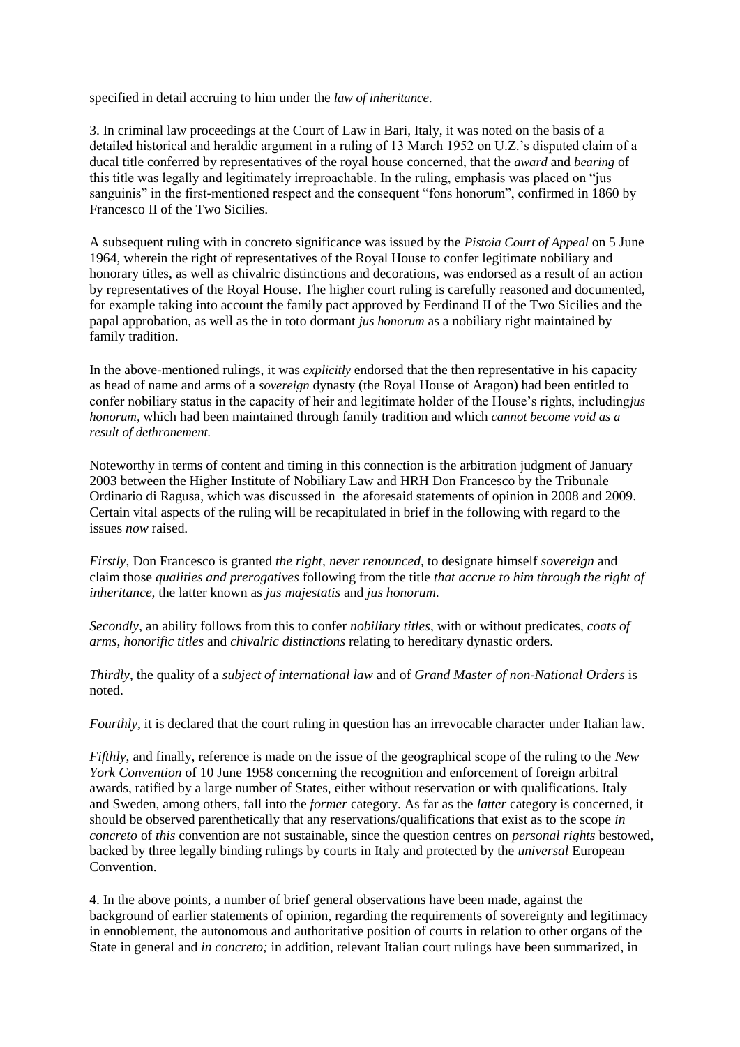specified in detail accruing to him under the *law of inheritance*.

3. In criminal law proceedings at the Court of Law in Bari, Italy, it was noted on the basis of a detailed historical and heraldic argument in a ruling of 13 March 1952 on U.Z.'s disputed claim of a ducal title conferred by representatives of the royal house concerned, that the *award* and *bearing* of this title was legally and legitimately irreproachable. In the ruling, emphasis was placed on "jus sanguinis" in the first-mentioned respect and the consequent "fons honorum", confirmed in 1860 by Francesco II of the Two Sicilies.

A subsequent ruling with in concreto significance was issued by the *Pistoia Court of Appeal* on 5 June 1964, wherein the right of representatives of the Royal House to confer legitimate nobiliary and honorary titles, as well as chivalric distinctions and decorations, was endorsed as a result of an action by representatives of the Royal House. The higher court ruling is carefully reasoned and documented, for example taking into account the family pact approved by Ferdinand II of the Two Sicilies and the papal approbation, as well as the in toto dormant *jus honorum* as a nobiliary right maintained by family tradition.

In the above-mentioned rulings, it was *explicitly* endorsed that the then representative in his capacity as head of name and arms of a *sovereign* dynasty (the Royal House of Aragon) had been entitled to confer nobiliary status in the capacity of heir and legitimate holder of the House's rights, including*jus honorum*, which had been maintained through family tradition and which *cannot become void as a result of dethronement.*

Noteworthy in terms of content and timing in this connection is the arbitration judgment of January 2003 between the Higher Institute of Nobiliary Law and HRH Don Francesco by the Tribunale Ordinario di Ragusa, which was discussed in the aforesaid statements of opinion in 2008 and 2009. Certain vital aspects of the ruling will be recapitulated in brief in the following with regard to the issues *now* raised.

*Firstly*, Don Francesco is granted *the right, never renounced*, to designate himself *sovereign* and claim those *qualities and prerogatives* following from the title *that accrue to him through the right of inheritance,* the latter known as *jus majestatis* and *jus honorum*.

*Secondly*, an ability follows from this to confer *nobiliary titles*, with or without predicates, *coats of arms, honorific titles* and *chivalric distinctions* relating to hereditary dynastic orders.

*Thirdly*, the quality of a *subject of international law* and of *Grand Master of non-National Orders* is noted.

*Fourthly*, it is declared that the court ruling in question has an irrevocable character under Italian law.

*Fifthly*, and finally, reference is made on the issue of the geographical scope of the ruling to the *New York Convention* of 10 June 1958 concerning the recognition and enforcement of foreign arbitral awards, ratified by a large number of States, either without reservation or with qualifications. Italy and Sweden, among others, fall into the *former* category. As far as the *latter* category is concerned, it should be observed parenthetically that any reservations/qualifications that exist as to the scope *in concreto* of *this* convention are not sustainable, since the question centres on *personal rights* bestowed, backed by three legally binding rulings by courts in Italy and protected by the *universal* European Convention.

4. In the above points, a number of brief general observations have been made, against the background of earlier statements of opinion, regarding the requirements of sovereignty and legitimacy in ennoblement, the autonomous and authoritative position of courts in relation to other organs of the State in general and *in concreto;* in addition, relevant Italian court rulings have been summarized, in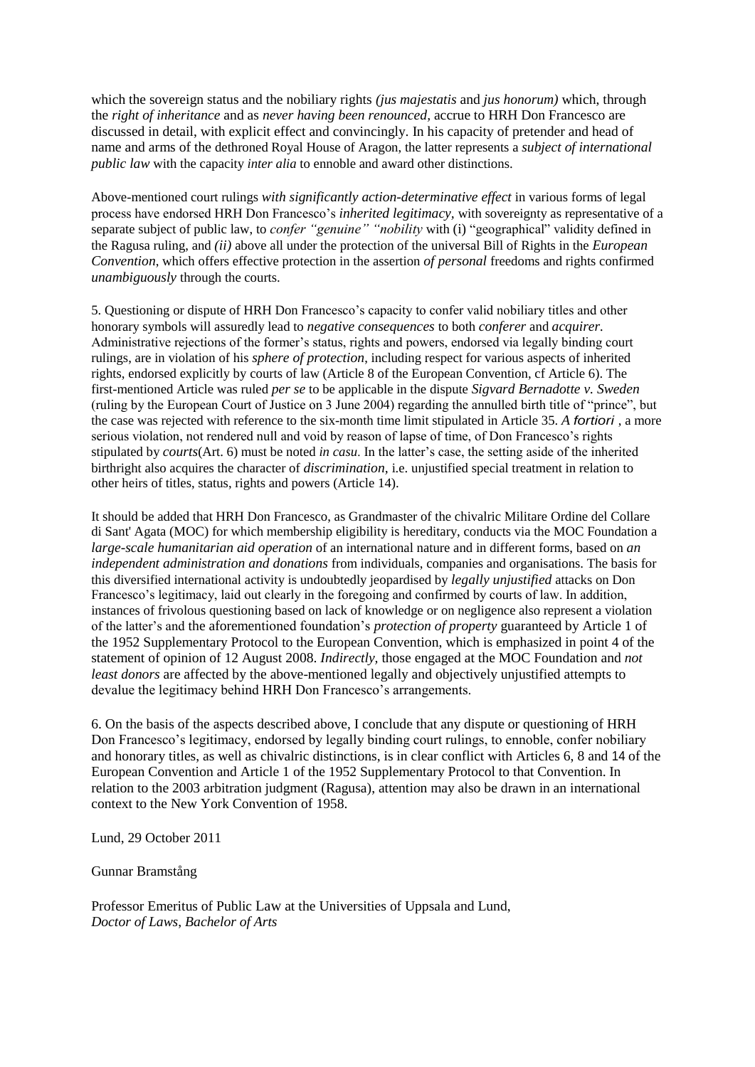which the sovereign status and the nobiliary rights *(jus majestatis* and *jus honorum)* which, through the *right of inheritance* and as *never having been renounced*, accrue to HRH Don Francesco are discussed in detail, with explicit effect and convincingly. In his capacity of pretender and head of name and arms of the dethroned Royal House of Aragon, the latter represents a *subject of international public law* with the capacity *inter alia* to ennoble and award other distinctions.

Above-mentioned court rulings *with significantly action-determinative effect* in various forms of legal process have endorsed HRH Don Francesco's *inherited legitimacy*, with sovereignty as representative of a separate subject of public law, to *confer "genuine" "nobility* with (i) "geographical" validity defined in the Ragusa ruling, and *(ii)* above all under the protection of the universal Bill of Rights in the *European Convention*, which offers effective protection in the assertion *of personal* freedoms and rights confirmed *unambiguously* through the courts.

5. Questioning or dispute of HRH Don Francesco's capacity to confer valid nobiliary titles and other honorary symbols will assuredly lead to *negative consequences* to both *conferer* and *acquirer*. Administrative rejections of the former's status, rights and powers, endorsed via legally binding court rulings, are in violation of his *sphere of protection*, including respect for various aspects of inherited rights, endorsed explicitly by courts of law (Article 8 of the European Convention, cf Article 6). The first-mentioned Article was ruled *per se* to be applicable in the dispute *Sigvard Bernadotte v. Sweden* (ruling by the European Court of Justice on 3 June 2004) regarding the annulled birth title of "prince", but the case was rejected with reference to the six-month time limit stipulated in Article 35. *A fortiori* , a more serious violation, not rendered null and void by reason of lapse of time, of Don Francesco's rights stipulated by *courts*(Art. 6) must be noted *in casu*. In the latter's case, the setting aside of the inherited birthright also acquires the character of *discrimination*, i.e. unjustified special treatment in relation to other heirs of titles, status, rights and powers (Article 14).

It should be added that HRH Don Francesco, as Grandmaster of the chivalric Militare Ordine del Collare di Sant' Agata (MOC) for which membership eligibility is hereditary, conducts via the MOC Foundation a *large-scale humanitarian aid operation* of an international nature and in different forms, based on *an independent administration and donations* from individuals, companies and organisations. The basis for this diversified international activity is undoubtedly jeopardised by *legally unjustified* attacks on Don Francesco's legitimacy, laid out clearly in the foregoing and confirmed by courts of law. In addition, instances of frivolous questioning based on lack of knowledge or on negligence also represent a violation of the latter's and the aforementioned foundation's *protection of property* guaranteed by Article 1 of the 1952 Supplementary Protocol to the European Convention, which is emphasized in point 4 of the statement of opinion of 12 August 2008. *Indirectly*, those engaged at the MOC Foundation and *not least donors* are affected by the above-mentioned legally and objectively unjustified attempts to devalue the legitimacy behind HRH Don Francesco's arrangements.

6. On the basis of the aspects described above, I conclude that any dispute or questioning of HRH Don Francesco's legitimacy, endorsed by legally binding court rulings, to ennoble, confer nobiliary and honorary titles, as well as chivalric distinctions, is in clear conflict with Articles 6, 8 and 14 of the European Convention and Article 1 of the 1952 Supplementary Protocol to that Convention. In relation to the 2003 arbitration judgment (Ragusa), attention may also be drawn in an international context to the New York Convention of 1958.

Lund, 29 October 2011

Gunnar Bramstång

Professor Emeritus of Public Law at the Universities of Uppsala and Lund,
*Doctor of Laws, Bachelor of Arts*